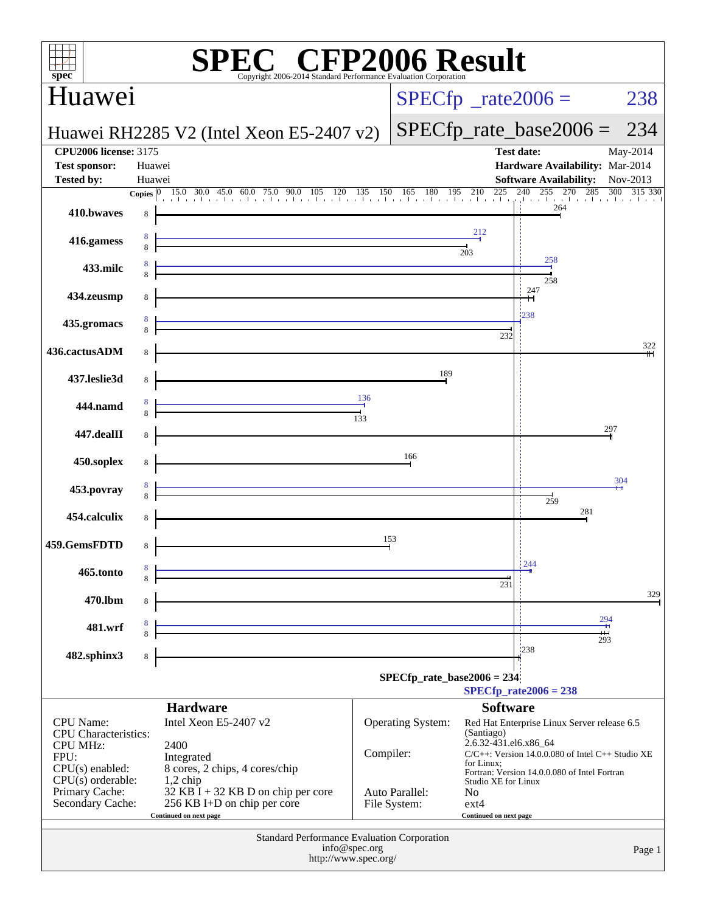# SPEC CFP2006 Result

Copyright 2006-2014 Standard Performance Evaluation Corporation

## Huawei

**Huawei RH2285 V2 (Intel Xeon E5-2407 v2)**

SPECfp_rate2006 = 238

SPECfp_rate_base2006 = 234

| | | | |
|---|---|---|---|
| **CPU2006 license:** 3175 | | **Test date:** | May-2014 |
| **Test sponsor:** | Huawei | **Hardware Availability:** | Mar-2014 |
| **Tested by:** | Huawei | **Software Availability:** | Nov-2013 |

| Benchmark | Copies | Peak | Base |
|---|---|---|---|
| 410.bwaves | 8 | | 264 |
| 416.gamess | 8 | 212 | 203 |
| 433.milc | 8 | 258 | 258 |
| 434.zeusmp | 8 | | 247 |
| 435.gromacs | 8 | 238 | 232 |
| 436.cactusADM | 8 | | 322 |
| 437.leslie3d | 8 | | 189 |
| 444.namd | 8 | 136 | 133 |
| 447.dealII | 8 | | 297 |
| 450.soplex | 8 | | 166 |
| 453.povray | 8 | 304 | 259 |
| 454.calculix | 8 | | 281 |
| 459.GemsFDTD | 8 | | 153 |
| 465.tonto | 8 | 244 | 231 |
| 470.lbm | 8 | | 329 |
| 481.wrf | 8 | 294 | 293 |
| 482.sphinx3 | 8 | | 238 |

SPECfp_rate_base2006 = 234

SPECfp_rate2006 = 238

### Hardware

| | |
|---|---|
| CPU Name: | Intel Xeon E5-2407 v2 |
| CPU Characteristics: | |
| CPU MHz: | 2400 |
| FPU: | Integrated |
| CPU(s) enabled: | 8 cores, 2 chips, 4 cores/chip |
| CPU(s) orderable: | 1,2 chip |
| Primary Cache: | 32 KB I + 32 KB D on chip per core |
| Secondary Cache: | 256 KB I+D on chip per core |

Continued on next page

### Software

| | |
|---|---|
| Operating System: | Red Hat Enterprise Linux Server release 6.5 (Santiago) 2.6.32-431.el6.x86_64 |
| Compiler: | C/C++: Version 14.0.0.080 of Intel C++ Studio XE for Linux; Fortran: Version 14.0.0.080 of Intel Fortran Studio XE for Linux |
| Auto Parallel: | No |
| File System: | ext4 |

Continued on next page

Standard Performance Evaluation Corporation
info@spec.org
http://www.spec.org/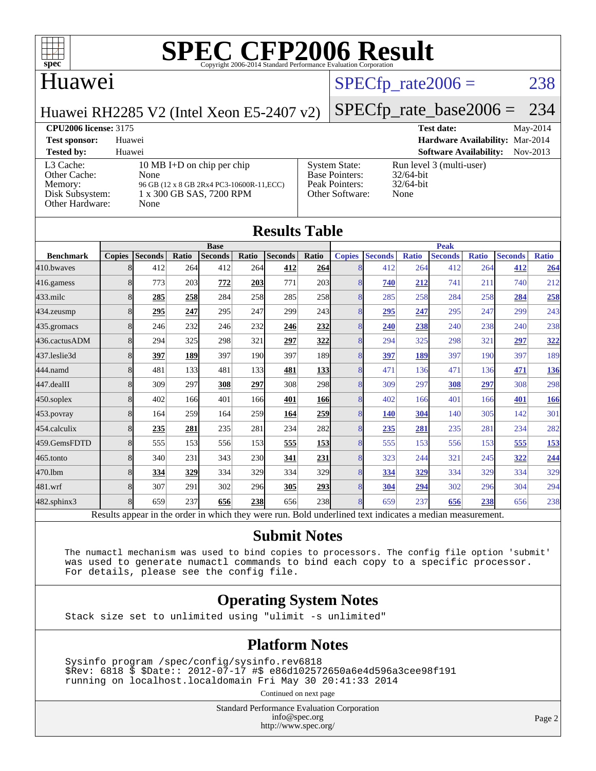# SPEC CFP2006 Result

Copyright 2006-2014 Standard Performance Evaluation Corporation

## Huawei

Huawei RH2285 V2 (Intel Xeon E5-2407 v2)

SPECfp_rate2006 = 238

SPECfp_rate_base2006 = 234

**CPU2006 license:** 3175
**Test sponsor:** Huawei
**Tested by:** Huawei

**Test date:** May-2014
**Hardware Availability:** Mar-2014
**Software Availability:** Nov-2013

| | |
|---|---|
| L3 Cache: | 10 MB I+D on chip per chip |
| Other Cache: | None |
| Memory: | 96 GB (12 x 8 GB 2Rx4 PC3-10600R-11,ECC) |
| Disk Subsystem: | 1 x 300 GB SAS, 7200 RPM |
| Other Hardware: | None |

| | |
|---|---|
| System State: | Run level 3 (multi-user) |
| Base Pointers: | 32/64-bit |
| Peak Pointers: | 32/64-bit |
| Other Software: | None |

## Results Table

| | Base | | | | | | | Peak | | | | | | |
|---|---|---|---|---|---|---|---|---|---|---|---|---|---|---|
| **Benchmark** | **Copies** | **Seconds** | **Ratio** | **Seconds** | **Ratio** | **Seconds** | **Ratio** | **Copies** | **Seconds** | **Ratio** | **Seconds** | **Ratio** | **Seconds** | **Ratio** |
| 410.bwaves | 8 | 412 | 264 | 412 | 264 | **412** | **264** | 8 | 412 | 264 | 412 | 264 | **412** | **264** |
| 416.gamess | 8 | 773 | 203 | **772** | **203** | 771 | 203 | 8 | **740** | **212** | 741 | 211 | 740 | 212 |
| 433.milc | 8 | **285** | **258** | 284 | 258 | 285 | 258 | 8 | 285 | 258 | 284 | 258 | **284** | **258** |
| 434.zeusmp | 8 | **295** | **247** | 295 | 247 | 299 | 243 | 8 | **295** | **247** | 295 | 247 | 299 | 243 |
| 435.gromacs | 8 | 246 | 232 | 246 | 232 | **246** | **232** | 8 | **240** | **238** | 240 | 238 | 240 | 238 |
| 436.cactusADM | 8 | 294 | 325 | 298 | 321 | **297** | **322** | 8 | 294 | 325 | 298 | 321 | **297** | **322** |
| 437.leslie3d | 8 | **397** | **189** | 397 | 190 | 397 | 189 | 8 | **397** | **189** | 397 | 190 | 397 | 189 |
| 444.namd | 8 | 481 | 133 | 481 | 133 | **481** | **133** | 8 | 471 | 136 | 471 | 136 | **471** | **136** |
| 447.dealII | 8 | 309 | 297 | **308** | **297** | 308 | 298 | 8 | 309 | 297 | **308** | **297** | 308 | 298 |
| 450.soplex | 8 | 402 | 166 | 401 | 166 | **401** | **166** | 8 | 402 | 166 | 401 | 166 | **401** | **166** |
| 453.povray | 8 | 164 | 259 | 164 | 259 | **164** | **259** | 8 | **140** | **304** | 140 | 305 | 142 | 301 |
| 454.calculix | 8 | **235** | **281** | 235 | 281 | 234 | 282 | 8 | **235** | **281** | 235 | 281 | 234 | 282 |
| 459.GemsFDTD | 8 | 555 | 153 | 556 | 153 | **555** | **153** | 8 | 555 | 153 | 556 | 153 | **555** | **153** |
| 465.tonto | 8 | 340 | 231 | 343 | 230 | **341** | **231** | 8 | 323 | 244 | 321 | 245 | **322** | **244** |
| 470.lbm | 8 | **334** | **329** | 334 | 329 | 334 | 329 | 8 | **334** | **329** | 334 | 329 | 334 | 329 |
| 481.wrf | 8 | 307 | 291 | 302 | 296 | **305** | **293** | 8 | **304** | **294** | 302 | 296 | 304 | 294 |
| 482.sphinx3 | 8 | 659 | 237 | **656** | **238** | 656 | 238 | 8 | 659 | 237 | **656** | **238** | 656 | 238 |

Results appear in the order in which they were run. Bold underlined text indicates a median measurement.

## Submit Notes

```
The numactl mechanism was used to bind copies to processors. The config file option 'submit'
was used to generate numactl commands to bind each copy to a specific processor.
For details, please see the config file.
```

## Operating System Notes

```
Stack size set to unlimited using "ulimit -s unlimited"
```

## Platform Notes

```
Sysinfo program /spec/config/sysinfo.rev6818
$Rev: 6818 $ $Date:: 2012-07-17 #$ e86d102572650a6e4d596a3cee98f191
running on localhost.localdomain Fri May 30 20:41:33 2014
```

Continued on next page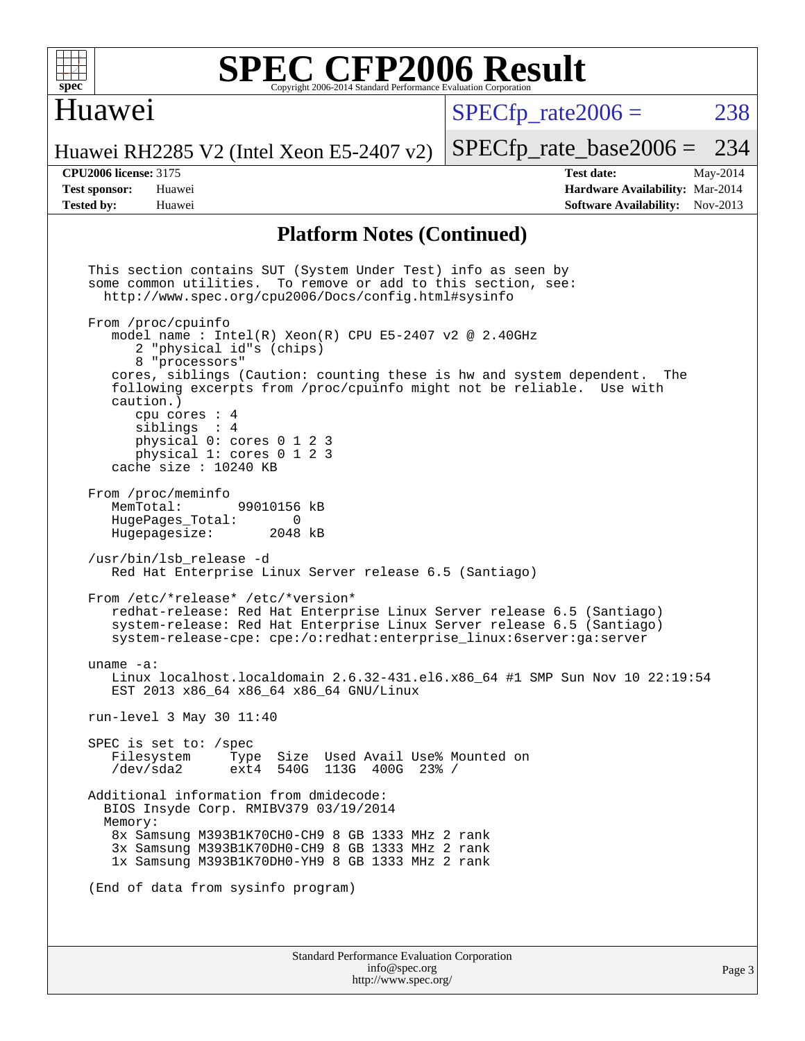# SPEC CFP2006 Result

Copyright 2006-2014 Standard Performance Evaluation Corporation

## Huawei

Huawei RH2285 V2 (Intel Xeon E5-2407 v2)

SPECfp_rate2006 = 238

SPECfp_rate_base2006 = 234

**CPU2006 license:** 3175
**Test sponsor:** Huawei
**Tested by:** Huawei

**Test date:** May-2014
**Hardware Availability:** Mar-2014
**Software Availability:** Nov-2013

## Platform Notes (Continued)

```
This section contains SUT (System Under Test) info as seen by
some common utilities.  To remove or add to this section, see:
  http://www.spec.org/cpu2006/Docs/config.html#sysinfo

From /proc/cpuinfo
   model name : Intel(R) Xeon(R) CPU E5-2407 v2 @ 2.40GHz
      2 "physical id"s (chips)
      8 "processors"
   cores, siblings (Caution: counting these is hw and system dependent.  The
   following excerpts from /proc/cpuinfo might not be reliable.  Use with
   caution.)
      cpu cores : 4
      siblings  : 4
      physical 0: cores 0 1 2 3
      physical 1: cores 0 1 2 3
   cache size : 10240 KB

From /proc/meminfo
   MemTotal:       99010156 kB
   HugePages_Total:       0
   Hugepagesize:       2048 kB

/usr/bin/lsb_release -d
   Red Hat Enterprise Linux Server release 6.5 (Santiago)

From /etc/*release* /etc/*version*
   redhat-release: Red Hat Enterprise Linux Server release 6.5 (Santiago)
   system-release: Red Hat Enterprise Linux Server release 6.5 (Santiago)
   system-release-cpe: cpe:/o:redhat:enterprise_linux:6server:ga:server

uname -a:
   Linux localhost.localdomain 2.6.32-431.el6.x86_64 #1 SMP Sun Nov 10 22:19:54
   EST 2013 x86_64 x86_64 x86_64 GNU/Linux

run-level 3 May 30 11:40

SPEC is set to: /spec
   Filesystem     Type  Size  Used Avail Use% Mounted on
   /dev/sda2      ext4  540G  113G  400G  23% /

Additional information from dmidecode:
  BIOS Insyde Corp. RMIBV379 03/19/2014
  Memory:
  8x Samsung M393B1K70CH0-CH9 8 GB 1333 MHz 2 rank
  3x Samsung M393B1K70DH0-CH9 8 GB 1333 MHz 2 rank
  1x Samsung M393B1K70DH0-YH9 8 GB 1333 MHz 2 rank

(End of data from sysinfo program)
```

Standard Performance Evaluation Corporation
info@spec.org
http://www.spec.org/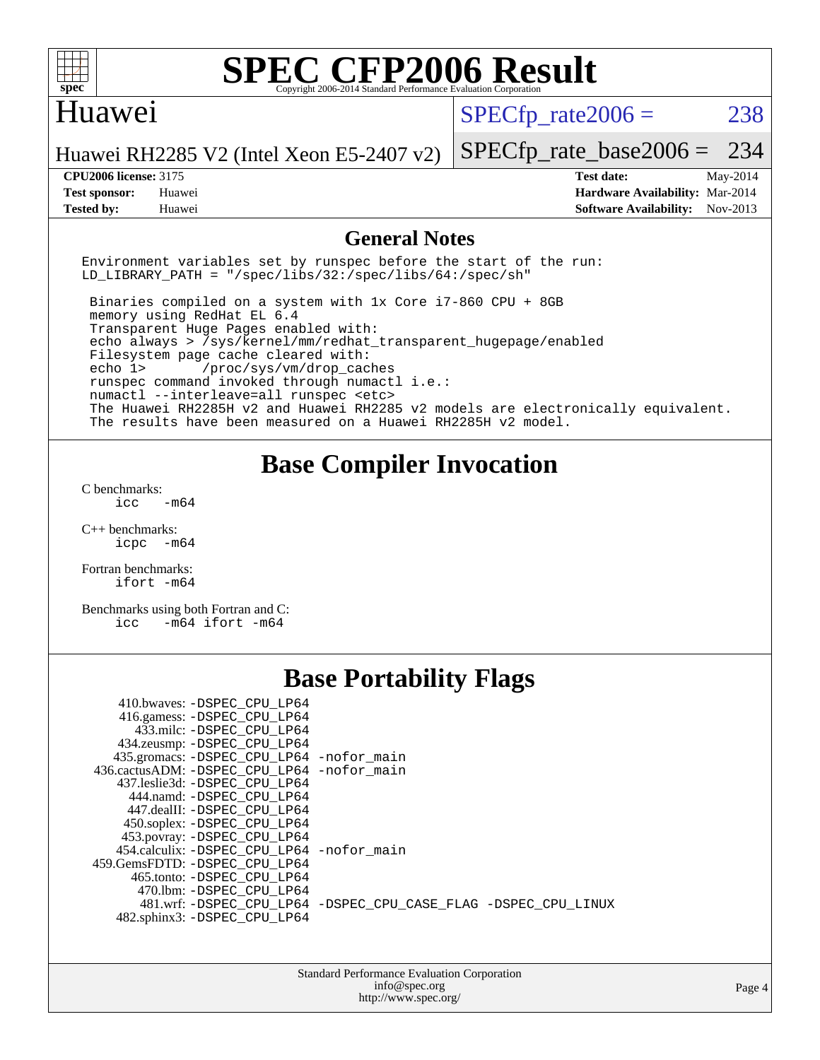# SPEC CFP2006 Result

Copyright 2006-2014 Standard Performance Evaluation Corporation

## Huawei

Huawei RH2285 V2 (Intel Xeon E5-2407 v2)

SPECfp_rate2006 = 238

SPECfp_rate_base2006 = 234

| | | | |
|---|---|---|---|
| **CPU2006 license:** 3175 | | **Test date:** | May-2014 |
| **Test sponsor:** | Huawei | **Hardware Availability:** | Mar-2014 |
| **Tested by:** | Huawei | **Software Availability:** | Nov-2013 |

## General Notes

```
Environment variables set by runspec before the start of the run:
LD_LIBRARY_PATH = "/spec/libs/32:/spec/libs/64:/spec/sh"

 Binaries compiled on a system with 1x Core i7-860 CPU + 8GB
 memory using RedHat EL 6.4
 Transparent Huge Pages enabled with:
 echo always > /sys/kernel/mm/redhat_transparent_hugepage/enabled
 Filesystem page cache cleared with:
 echo 1>       /proc/sys/vm/drop_caches
 runspec command invoked through numactl i.e.:
 numactl --interleave=all runspec <etc>
 The Huawei RH2285H v2 and Huawei RH2285 v2 models are electronically equivalent.
 The results have been measured on a Huawei RH2285H v2 model.
```

## Base Compiler Invocation

C benchmarks:
```
icc   -m64
```

C++ benchmarks:
```
icpc  -m64
```

Fortran benchmarks:
```
ifort -m64
```

Benchmarks using both Fortran and C:
```
icc   -m64 ifort -m64
```

## Base Portability Flags

```
   410.bwaves: -DSPEC_CPU_LP64
   416.gamess: -DSPEC_CPU_LP64
     433.milc: -DSPEC_CPU_LP64
   434.zeusmp: -DSPEC_CPU_LP64
  435.gromacs: -DSPEC_CPU_LP64 -nofor_main
436.cactusADM: -DSPEC_CPU_LP64 -nofor_main
  437.leslie3d: -DSPEC_CPU_LP64
     444.namd: -DSPEC_CPU_LP64
   447.dealII: -DSPEC_CPU_LP64
   450.soplex: -DSPEC_CPU_LP64
   453.povray: -DSPEC_CPU_LP64
  454.calculix: -DSPEC_CPU_LP64 -nofor_main
 459.GemsFDTD: -DSPEC_CPU_LP64
    465.tonto: -DSPEC_CPU_LP64
      470.lbm: -DSPEC_CPU_LP64
      481.wrf: -DSPEC_CPU_LP64 -DSPEC_CPU_CASE_FLAG -DSPEC_CPU_LINUX
  482.sphinx3: -DSPEC_CPU_LP64
```

Standard Performance Evaluation Corporation
info@spec.org
http://www.spec.org/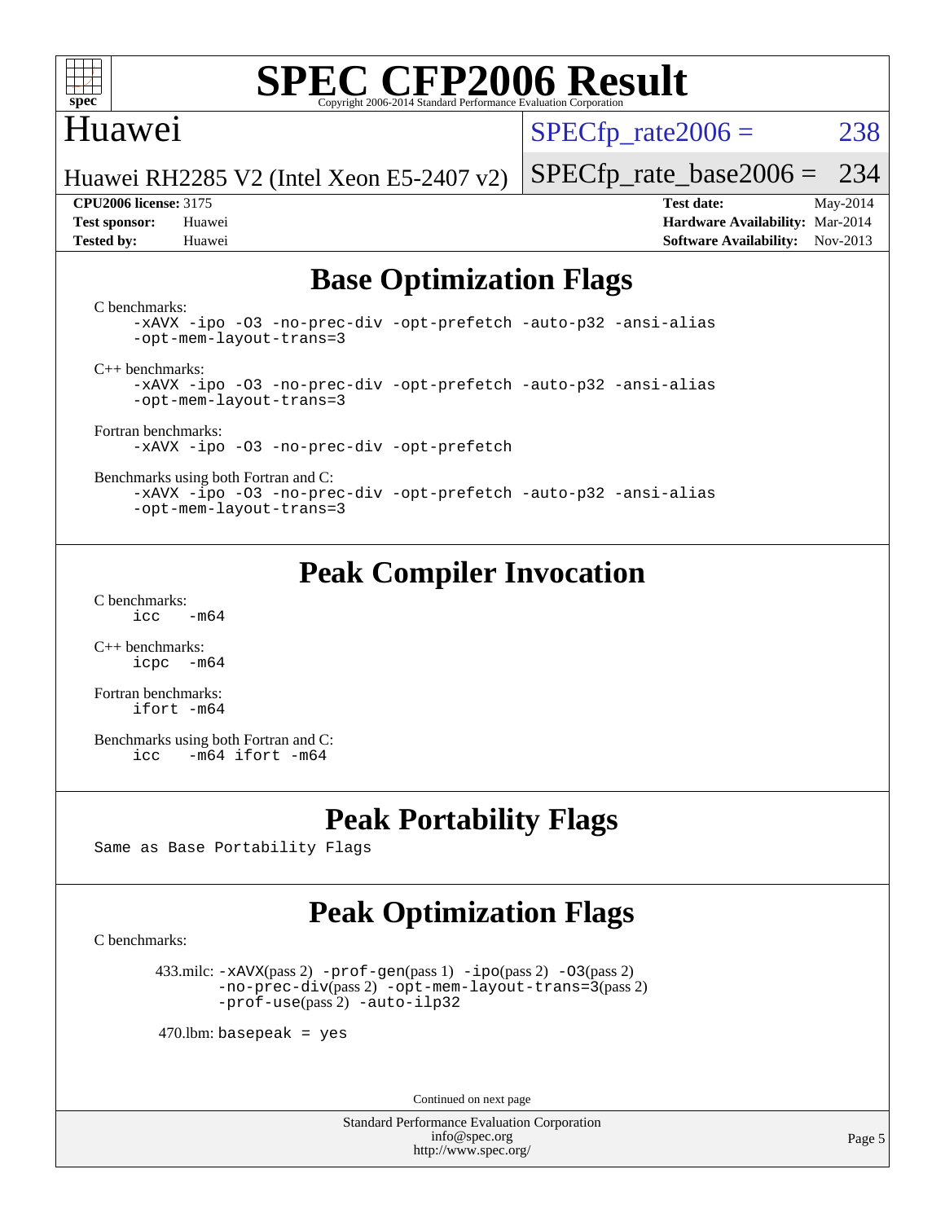# SPEC CFP2006 Result

Copyright 2006-2014 Standard Performance Evaluation Corporation

## Huawei

Huawei RH2285 V2 (Intel Xeon E5-2407 v2)

SPECfp_rate2006 = 238

SPECfp_rate_base2006 = 234

**CPU2006 license:** 3175
**Test sponsor:** Huawei
**Tested by:** Huawei

**Test date:** May-2014
**Hardware Availability:** Mar-2014
**Software Availability:** Nov-2013

## Base Optimization Flags

C benchmarks:

```
-xAVX -ipo -O3 -no-prec-div -opt-prefetch -auto-p32 -ansi-alias
-opt-mem-layout-trans=3
```

C++ benchmarks:

```
-xAVX -ipo -O3 -no-prec-div -opt-prefetch -auto-p32 -ansi-alias
-opt-mem-layout-trans=3
```

Fortran benchmarks:

```
-xAVX -ipo -O3 -no-prec-div -opt-prefetch
```

Benchmarks using both Fortran and C:

```
-xAVX -ipo -O3 -no-prec-div -opt-prefetch -auto-p32 -ansi-alias
-opt-mem-layout-trans=3
```

## Peak Compiler Invocation

C benchmarks:

```
icc   -m64
```

C++ benchmarks:

```
icpc  -m64
```

Fortran benchmarks:

```
ifort -m64
```

Benchmarks using both Fortran and C:

```
icc   -m64 ifort -m64
```

## Peak Portability Flags

Same as Base Portability Flags

## Peak Optimization Flags

C benchmarks:

433.milc: -xAVX(pass 2) -prof-gen(pass 1) -ipo(pass 2) -O3(pass 2) -no-prec-div(pass 2) -opt-mem-layout-trans=3(pass 2) -prof-use(pass 2) -auto-ilp32

470.lbm: basepeak = yes

Continued on next page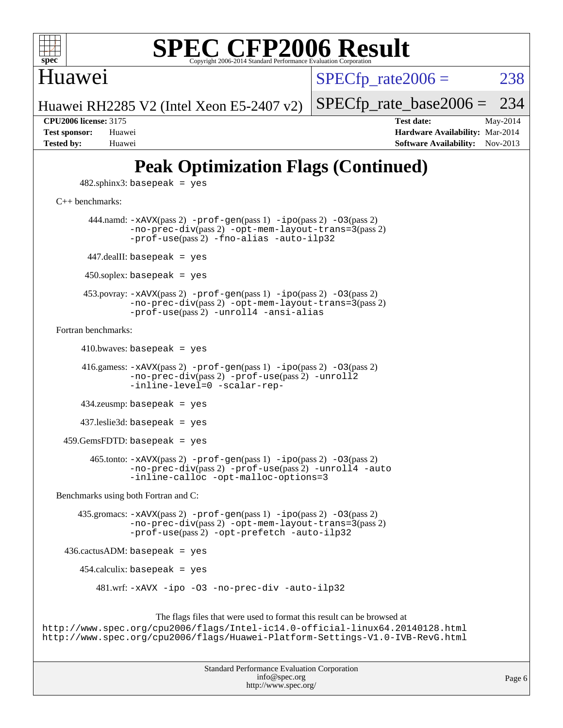# SPEC CFP2006 Result

Copyright 2006-2014 Standard Performance Evaluation Corporation

## Huawei

Huawei RH2285 V2 (Intel Xeon E5-2407 v2)

SPECfp_rate2006 = 238

SPECfp_rate_base2006 = 234

**CPU2006 license:** 3175
**Test sponsor:** Huawei
**Tested by:** Huawei

**Test date:** May-2014
**Hardware Availability:** Mar-2014
**Software Availability:** Nov-2013

## Peak Optimization Flags (Continued)

482.sphinx3: `basepeak = yes`

C++ benchmarks:

444.namd: `-xAVX`(pass 2) `-prof-gen`(pass 1) `-ipo`(pass 2) `-O3`(pass 2) `-no-prec-div`(pass 2) `-opt-mem-layout-trans=3`(pass 2) `-prof-use`(pass 2) `-fno-alias -auto-ilp32`

447.dealII: `basepeak = yes`

450.soplex: `basepeak = yes`

453.povray: `-xAVX`(pass 2) `-prof-gen`(pass 1) `-ipo`(pass 2) `-O3`(pass 2) `-no-prec-div`(pass 2) `-opt-mem-layout-trans=3`(pass 2) `-prof-use`(pass 2) `-unroll4 -ansi-alias`

Fortran benchmarks:

410.bwaves: `basepeak = yes`

416.gamess: `-xAVX`(pass 2) `-prof-gen`(pass 1) `-ipo`(pass 2) `-O3`(pass 2) `-no-prec-div`(pass 2) `-prof-use`(pass 2) `-unroll2 -inline-level=0 -scalar-rep-`

434.zeusmp: `basepeak = yes`

437.leslie3d: `basepeak = yes`

459.GemsFDTD: `basepeak = yes`

465.tonto: `-xAVX`(pass 2) `-prof-gen`(pass 1) `-ipo`(pass 2) `-O3`(pass 2) `-no-prec-div`(pass 2) `-prof-use`(pass 2) `-unroll4 -auto -inline-calloc -opt-malloc-options=3`

Benchmarks using both Fortran and C:

435.gromacs: `-xAVX`(pass 2) `-prof-gen`(pass 1) `-ipo`(pass 2) `-O3`(pass 2) `-no-prec-div`(pass 2) `-opt-mem-layout-trans=3`(pass 2) `-prof-use`(pass 2) `-opt-prefetch -auto-ilp32`

436.cactusADM: `basepeak = yes`

454.calculix: `basepeak = yes`

481.wrf: `-xAVX -ipo -O3 -no-prec-div -auto-ilp32`

The flags files that were used to format this result can be browsed at
http://www.spec.org/cpu2006/flags/Intel-ic14.0-official-linux64.20140128.html
http://www.spec.org/cpu2006/flags/Huawei-Platform-Settings-V1.0-IVB-RevG.html

Standard Performance Evaluation Corporation
info@spec.org
http://www.spec.org/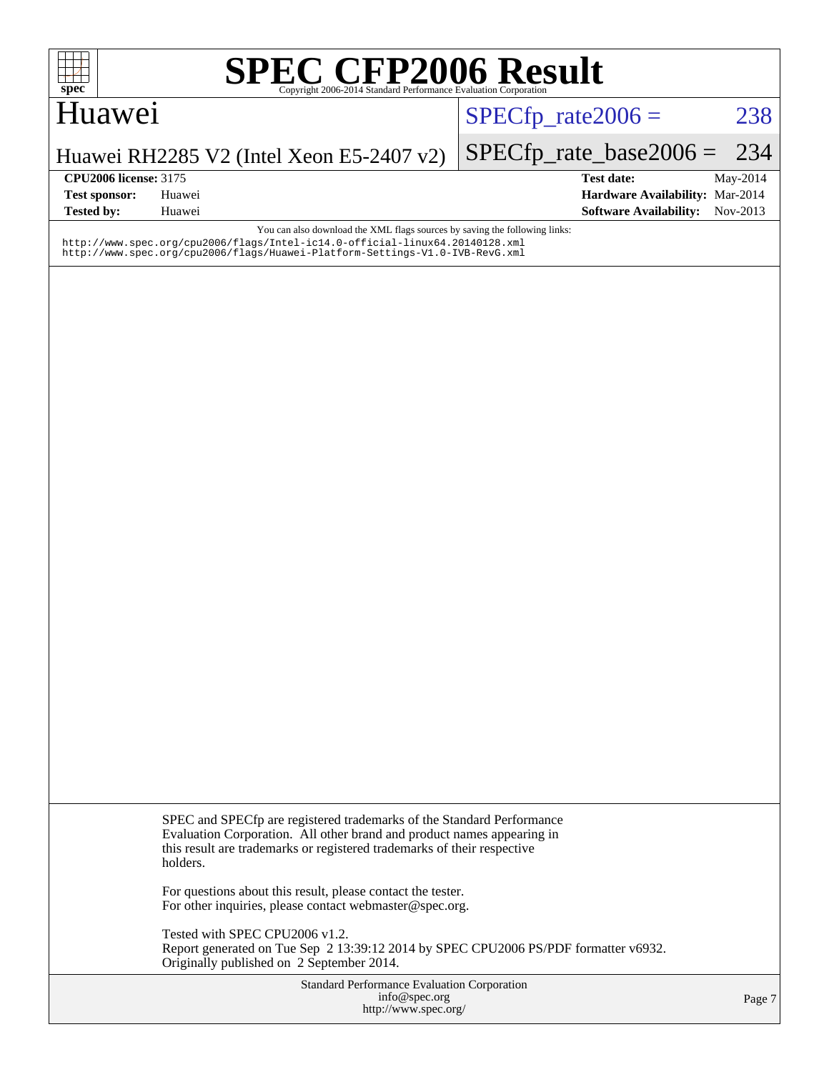You can also download the XML flags sources by saving the following links:

http://www.spec.org/cpu2006/flags/Intel-ic14.0-official-linux64.20140128.xml
http://www.spec.org/cpu2006/flags/Huawei-Platform-Settings-V1.0-IVB-RevG.xml

SPEC and SPECfp are registered trademarks of the Standard Performance Evaluation Corporation. All other brand and product names appearing in this result are trademarks or registered trademarks of their respective holders.

For questions about this result, please contact the tester.
For other inquiries, please contact webmaster@spec.org.

Tested with SPEC CPU2006 v1.2.
Report generated on Tue Sep 2 13:39:12 2014 by SPEC CPU2006 PS/PDF formatter v6932.
Originally published on 2 September 2014.